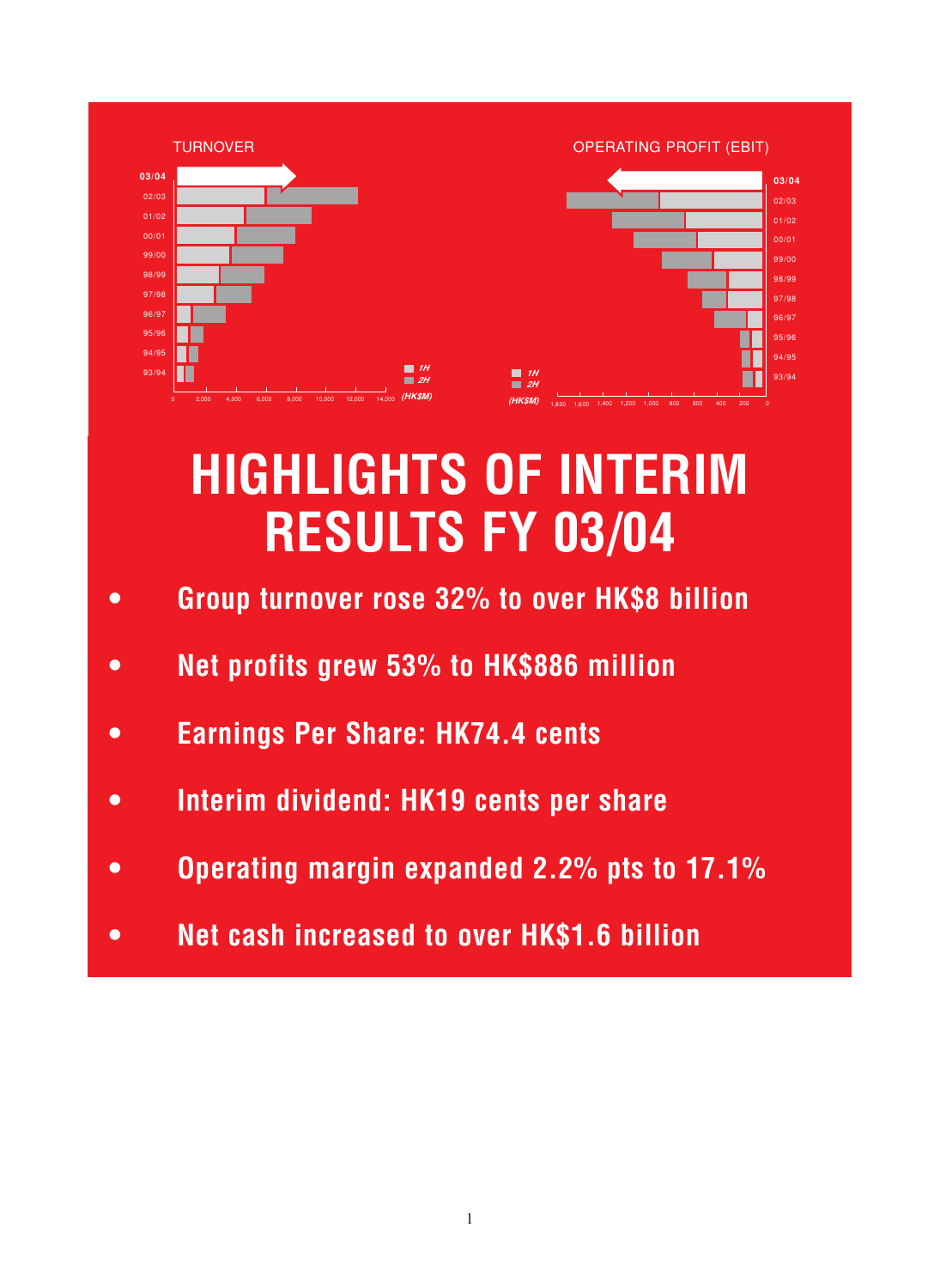TURNOVER

OPERATING PROFIT (EBIT)

# HIGHLIGHTS OF INTERIM RESULTS FY 03/04

- **Group turnover rose 32% to over HK$8 billion**
- **Net profits grew 53% to HK$886 million**
- **Earnings Per Share: HK74.4 cents**
- **Interim dividend: HK19 cents per share**
- **Operating margin expanded 2.2% pts to 17.1%**
- **Net cash increased to over HK$1.6 billion**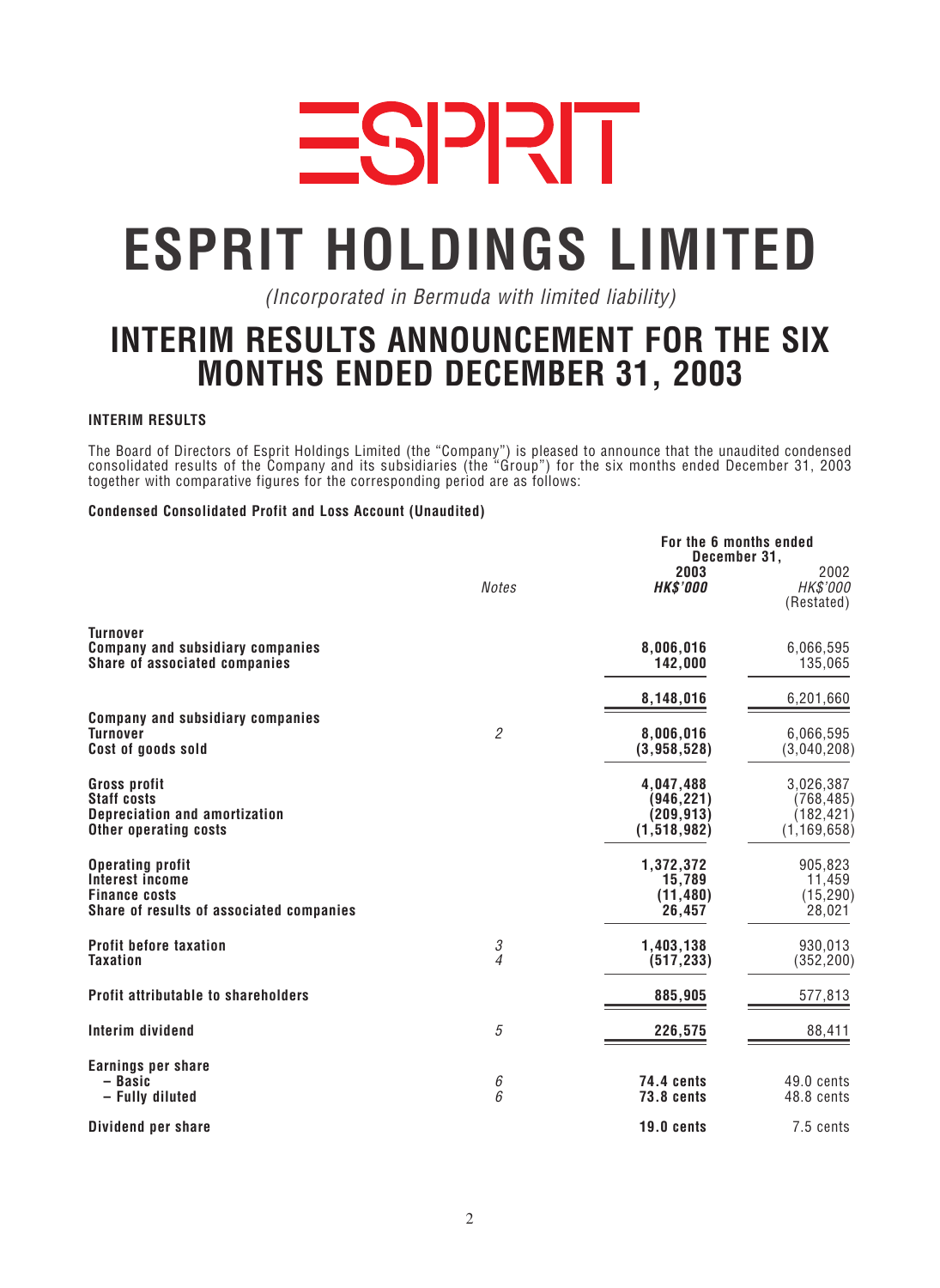# ESPRIT HOLDINGS LIMITED

*(Incorporated in Bermuda with limited liability)*

# INTERIM RESULTS ANNOUNCEMENT FOR THE SIX MONTHS ENDED DECEMBER 31, 2003

### INTERIM RESULTS

The Board of Directors of Esprit Holdings Limited (the "Company") is pleased to announce that the unaudited condensed consolidated results of the Company and its subsidiaries (the "Group") for the six months ended December 31, 2003 together with comparative figures for the corresponding period are as follows:

**Condensed Consolidated Profit and Loss Account (Unaudited)**

| | Notes | For the 6 months ended December 31, 2003 *HK$'000* | 2002 *HK$'000* (Restated) |
|---|---|---|---|
| **Turnover** | | | |
| **Company and subsidiary companies** | | **8,006,016** | 6,066,595 |
| **Share of associated companies** | | **142,000** | 135,065 |
| | | **8,148,016** | 6,201,660 |
| **Company and subsidiary companies** | | | |
| **Turnover** | 2 | **8,006,016** | 6,066,595 |
| **Cost of goods sold** | | **(3,958,528)** | (3,040,208) |
| **Gross profit** | | **4,047,488** | 3,026,387 |
| **Staff costs** | | **(946,221)** | (768,485) |
| **Depreciation and amortization** | | **(209,913)** | (182,421) |
| **Other operating costs** | | **(1,518,982)** | (1,169,658) |
| **Operating profit** | | **1,372,372** | 905,823 |
| **Interest income** | | **15,789** | 11,459 |
| **Finance costs** | | **(11,480)** | (15,290) |
| **Share of results of associated companies** | | **26,457** | 28,021 |
| **Profit before taxation** | 3 | **1,403,138** | 930,013 |
| **Taxation** | 4 | **(517,233)** | (352,200) |
| **Profit attributable to shareholders** | | **885,905** | 577,813 |
| **Interim dividend** | 5 | **226,575** | 88,411 |
| **Earnings per share** | | | |
| **– Basic** | 6 | **74.4 cents** | 49.0 cents |
| **– Fully diluted** | 6 | **73.8 cents** | 48.8 cents |
| **Dividend per share** | | **19.0 cents** | 7.5 cents |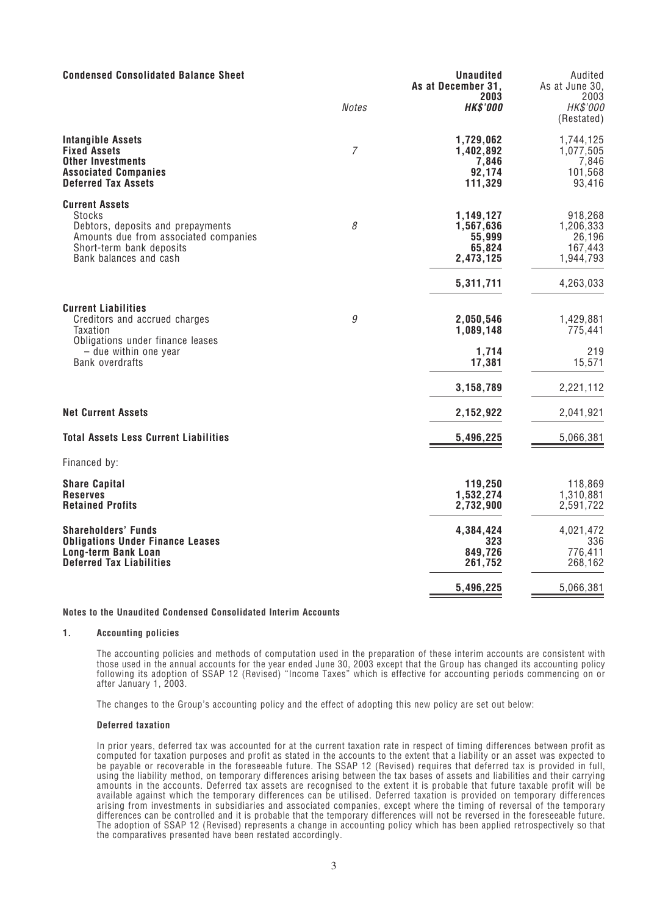## Condensed Consolidated Balance Sheet

| | Notes | Unaudited As at December 31, 2003 HK$'000 | Audited As at June 30, 2003 HK$'000 (Restated) |
|---|---|---|---|
| **Intangible Assets** | | **1,729,062** | 1,744,125 |
| **Fixed Assets** | 7 | **1,402,892** | 1,077,505 |
| **Other Investments** | | **7,846** | 7,846 |
| **Associated Companies** | | **92,174** | 101,568 |
| **Deferred Tax Assets** | | **111,329** | 93,416 |
| **Current Assets** | | | |
| Stocks | | **1,149,127** | 918,268 |
| Debtors, deposits and prepayments | 8 | **1,567,636** | 1,206,333 |
| Amounts due from associated companies | | **55,999** | 26,196 |
| Short-term bank deposits | | **65,824** | 167,443 |
| Bank balances and cash | | **2,473,125** | 1,944,793 |
| | | **5,311,711** | 4,263,033 |
| **Current Liabilities** | | | |
| Creditors and accrued charges | 9 | **2,050,546** | 1,429,881 |
| Taxation | | **1,089,148** | 775,441 |
| Obligations under finance leases – due within one year | | **1,714** | 219 |
| Bank overdrafts | | **17,381** | 15,571 |
| | | **3,158,789** | 2,221,112 |
| **Net Current Assets** | | **2,152,922** | 2,041,921 |
| **Total Assets Less Current Liabilities** | | **5,496,225** | 5,066,381 |
| Financed by: | | | |
| **Share Capital** | | **119,250** | 118,869 |
| **Reserves** | | **1,532,274** | 1,310,881 |
| **Retained Profits** | | **2,732,900** | 2,591,722 |
| **Shareholders' Funds** | | **4,384,424** | 4,021,472 |
| **Obligations Under Finance Leases** | | **323** | 336 |
| **Long-term Bank Loan** | | **849,726** | 776,411 |
| **Deferred Tax Liabilities** | | **261,752** | 268,162 |
| | | **5,496,225** | 5,066,381 |

## Notes to the Unaudited Condensed Consolidated Interim Accounts

### 1. Accounting policies

The accounting policies and methods of computation used in the preparation of these interim accounts are consistent with those used in the annual accounts for the year ended June 30, 2003 except that the Group has changed its accounting policy following its adoption of SSAP 12 (Revised) "Income Taxes" which is effective for accounting periods commencing on or after January 1, 2003.

The changes to the Group's accounting policy and the effect of adopting this new policy are set out below:

#### Deferred taxation

In prior years, deferred tax was accounted for at the current taxation rate in respect of timing differences between profit as computed for taxation purposes and profit as stated in the accounts to the extent that a liability or an asset was expected to be payable or recoverable in the foreseeable future. The SSAP 12 (Revised) requires that deferred tax is provided in full, using the liability method, on temporary differences arising between the tax bases of assets and liabilities and their carrying amounts in the accounts. Deferred tax assets are recognised to the extent it is probable that future taxable profit will be available against which the temporary differences can be utilised. Deferred taxation is provided on temporary differences arising from investments in subsidiaries and associated companies, except where the timing of reversal of the temporary differences can be controlled and it is probable that the temporary differences will not be reversed in the foreseeable future. The adoption of SSAP 12 (Revised) represents a change in accounting policy which has been applied retrospectively so that the comparatives presented have been restated accordingly.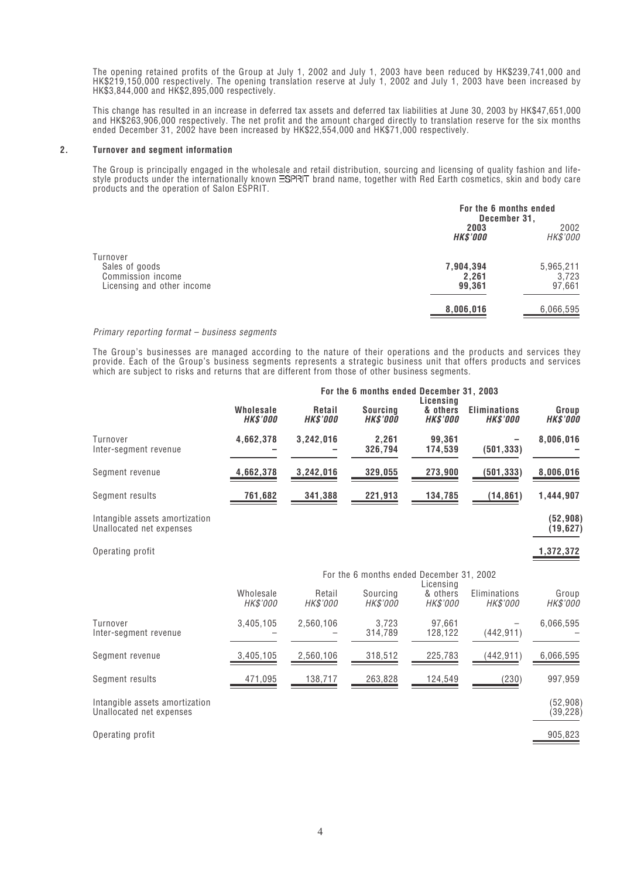The opening retained profits of the Group at July 1, 2002 and July 1, 2003 have been reduced by HK$239,741,000 and HK$219,150,000 respectively. The opening translation reserve at July 1, 2002 and July 1, 2003 have been increased by HK$3,844,000 and HK$2,895,000 respectively.

This change has resulted in an increase in deferred tax assets and deferred tax liabilities at June 30, 2003 by HK$47,651,000 and HK$263,906,000 respectively. The net profit and the amount charged directly to translation reserve for the six months ended December 31, 2002 have been increased by HK$22,554,000 and HK$71,000 respectively.

## 2. Turnover and segment information

The Group is principally engaged in the wholesale and retail distribution, sourcing and licensing of quality fashion and life-style products under the internationally known ESPRIT brand name, together with Red Earth cosmetics, skin and body care products and the operation of Salon ESPRIT.

| | For the 6 months ended December 31, | |
|---|---|---|
| | **2003** | 2002 |
| | ***HK$'000*** | *HK$'000* |
| Turnover | | |
| Sales of goods | **7,904,394** | 5,965,211 |
| Commission income | **2,261** | 3,723 |
| Licensing and other income | **99,361** | 97,661 |
| | **8,006,016** | 6,066,595 |

*Primary reporting format – business segments*

The Group's businesses are managed according to the nature of their operations and the products and services they provide. Each of the Group's business segments represents a strategic business unit that offers products and services which are subject to risks and returns that are different from those of other business segments.

| | **For the 6 months ended December 31, 2003** | | | | | |
|---|---|---|---|---|---|---|
| | **Wholesale** | **Retail** | **Sourcing** | **Licensing & others** | **Eliminations** | **Group** |
| | ***HK$'000*** | ***HK$'000*** | ***HK$'000*** | ***HK$'000*** | ***HK$'000*** | ***HK$'000*** |
| Turnover | **4,662,378** | **3,242,016** | **2,261** | **99,361** | **–** | **8,006,016** |
| Inter-segment revenue | **–** | **–** | **326,794** | **174,539** | **(501,333)** | **–** |
| Segment revenue | **4,662,378** | **3,242,016** | **329,055** | **273,900** | **(501,333)** | **8,006,016** |
| Segment results | **761,682** | **341,388** | **221,913** | **134,785** | **(14,861)** | **1,444,907** |
| Intangible assets amortization | | | | | | **(52,908)** |
| Unallocated net expenses | | | | | | **(19,627)** |
| Operating profit | | | | | | **1,372,372** |

| | For the 6 months ended December 31, 2002 | | | | | |
|---|---|---|---|---|---|---|
| | Wholesale | Retail | Sourcing | Licensing & others | Eliminations | Group |
| | *HK$'000* | *HK$'000* | *HK$'000* | *HK$'000* | *HK$'000* | *HK$'000* |
| Turnover | 3,405,105 | 2,560,106 | 3,723 | 97,661 | – | 6,066,595 |
| Inter-segment revenue | – | – | 314,789 | 128,122 | (442,911) | – |
| Segment revenue | 3,405,105 | 2,560,106 | 318,512 | 225,783 | (442,911) | 6,066,595 |
| Segment results | 471,095 | 138,717 | 263,828 | 124,549 | (230) | 997,959 |
| Intangible assets amortization | | | | | | (52,908) |
| Unallocated net expenses | | | | | | (39,228) |
| Operating profit | | | | | | 905,823 |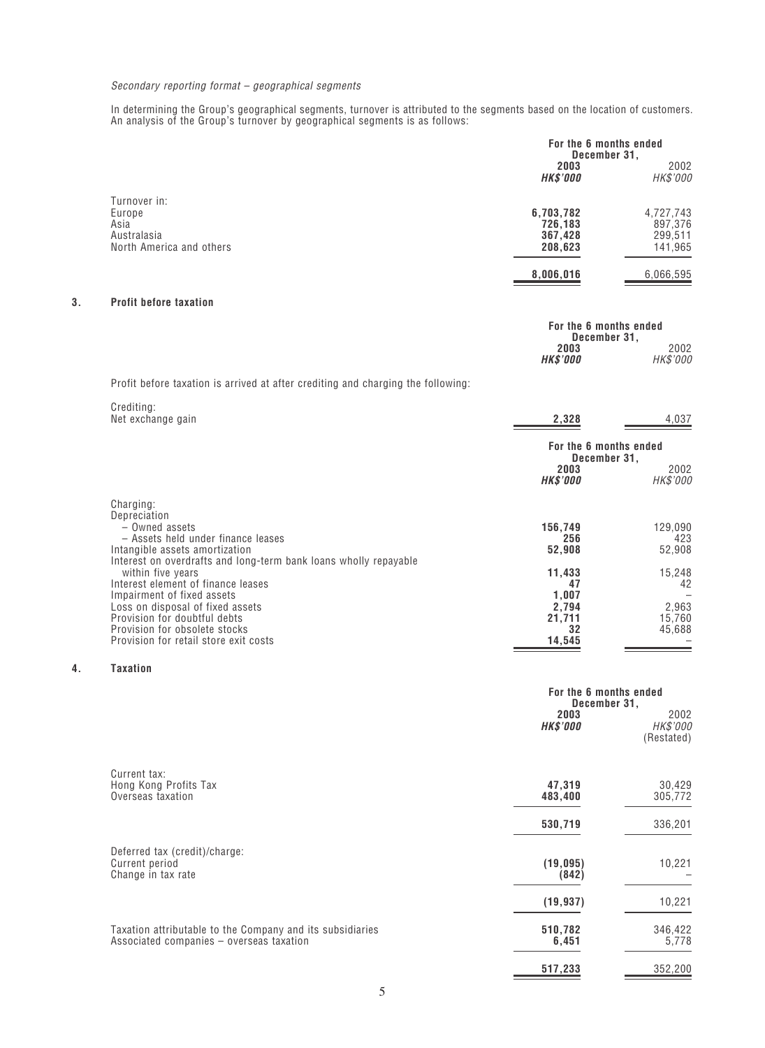*Secondary reporting format – geographical segments*

In determining the Group's geographical segments, turnover is attributed to the segments based on the location of customers. An analysis of the Group's turnover by geographical segments is as follows:

| | For the 6 months ended December 31, | |
|---|---|---|
| | **2003** | 2002 |
| | ***HK$'000*** | *HK$'000* |
| Turnover in: | | |
| Europe | **6,703,782** | 4,727,743 |
| Asia | **726,183** | 897,376 |
| Australasia | **367,428** | 299,511 |
| North America and others | **208,623** | 141,965 |
| | **8,006,016** | 6,066,595 |

## 3. Profit before taxation

| | For the 6 months ended December 31, | |
|---|---|---|
| | **2003** | 2002 |
| | ***HK$'000*** | *HK$'000* |
| Profit before taxation is arrived at after crediting and charging the following: | | |
| Crediting: | | |
| Net exchange gain | **2,328** | 4,037 |

| | For the 6 months ended December 31, | |
|---|---|---|
| | **2003** | 2002 |
| | ***HK$'000*** | *HK$'000* |
| Charging: | | |
| Depreciation | | |
| – Owned assets | **156,749** | 129,090 |
| – Assets held under finance leases | **256** | 423 |
| Intangible assets amortization | **52,908** | 52,908 |
| Interest on overdrafts and long-term bank loans wholly repayable within five years | **11,433** | 15,248 |
| Interest element of finance leases | **47** | 42 |
| Impairment of fixed assets | **1,007** | – |
| Loss on disposal of fixed assets | **2,794** | 2,963 |
| Provision for doubtful debts | **21,711** | 15,760 |
| Provision for obsolete stocks | **32** | 45,688 |
| Provision for retail store exit costs | **14,545** | – |

## 4. Taxation

| | For the 6 months ended December 31, | |
|---|---|---|
| | **2003** | 2002 |
| | ***HK$'000*** | *HK$'000* |
| | | (Restated) |
| Current tax: | | |
| Hong Kong Profits Tax | **47,319** | 30,429 |
| Overseas taxation | **483,400** | 305,772 |
| | **530,719** | 336,201 |
| Deferred tax (credit)/charge: | | |
| Current period | **(19,095)** | 10,221 |
| Change in tax rate | **(842)** | – |
| | **(19,937)** | 10,221 |
| Taxation attributable to the Company and its subsidiaries | **510,782** | 346,422 |
| Associated companies – overseas taxation | **6,451** | 5,778 |
| | **517,233** | 352,200 |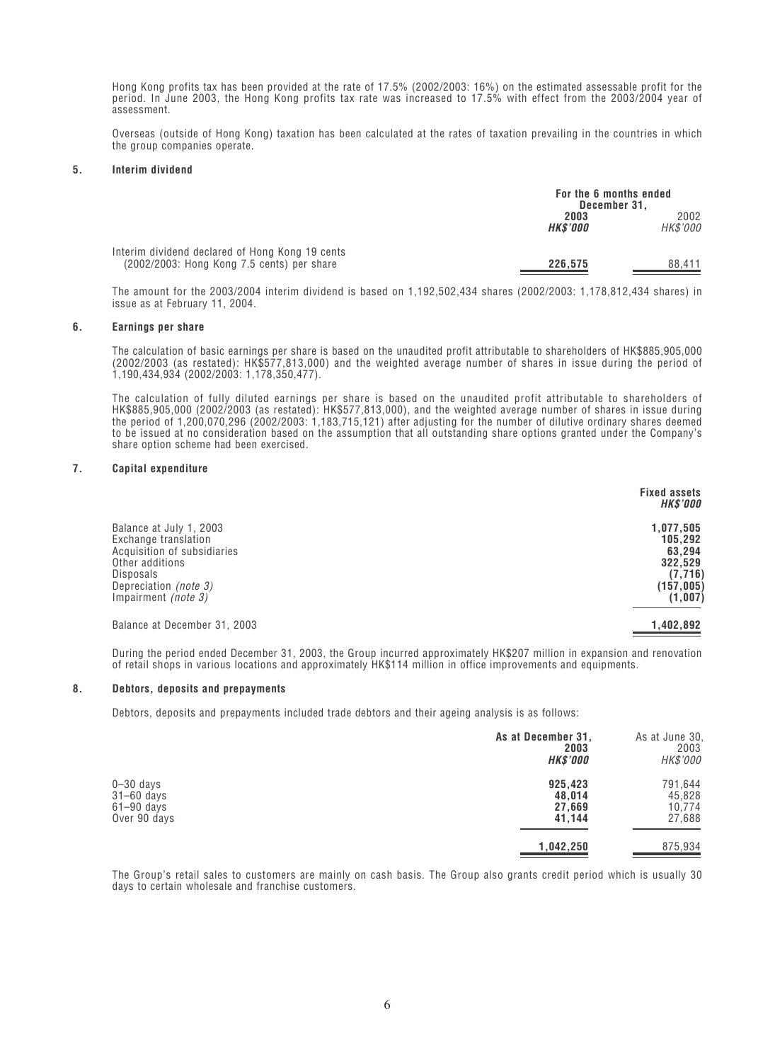Hong Kong profits tax has been provided at the rate of 17.5% (2002/2003: 16%) on the estimated assessable profit for the period. In June 2003, the Hong Kong profits tax rate was increased to 17.5% with effect from the 2003/2004 year of assessment.

Overseas (outside of Hong Kong) taxation has been calculated at the rates of taxation prevailing in the countries in which the group companies operate.

## 5. Interim dividend

| | For the 6 months ended December 31, | |
|---|---|---|
| | **2003** | 2002 |
| | ***HK$'000*** | *HK$'000* |
| Interim dividend declared of Hong Kong 19 cents (2002/2003: Hong Kong 7.5 cents) per share | **226,575** | 88,411 |

The amount for the 2003/2004 interim dividend is based on 1,192,502,434 shares (2002/2003: 1,178,812,434 shares) in issue as at February 11, 2004.

## 6. Earnings per share

The calculation of basic earnings per share is based on the unaudited profit attributable to shareholders of HK$885,905,000 (2002/2003 (as restated): HK$577,813,000) and the weighted average number of shares in issue during the period of 1,190,434,934 (2002/2003: 1,178,350,477).

The calculation of fully diluted earnings per share is based on the unaudited profit attributable to shareholders of HK$885,905,000 (2002/2003 (as restated): HK$577,813,000), and the weighted average number of shares in issue during the period of 1,200,070,296 (2002/2003: 1,183,715,121) after adjusting for the number of dilutive ordinary shares deemed to be issued at no consideration based on the assumption that all outstanding share options granted under the Company's share option scheme had been exercised.

## 7. Capital expenditure

| | **Fixed assets** |
|---|---|
| | ***HK$'000*** |
| Balance at July 1, 2003 | **1,077,505** |
| Exchange translation | **105,292** |
| Acquisition of subsidiaries | **63,294** |
| Other additions | **322,529** |
| Disposals | **(7,716)** |
| Depreciation *(note 3)* | **(157,005)** |
| Impairment *(note 3)* | **(1,007)** |
| Balance at December 31, 2003 | **1,402,892** |

During the period ended December 31, 2003, the Group incurred approximately HK$207 million in expansion and renovation of retail shops in various locations and approximately HK$114 million in office improvements and equipments.

## 8. Debtors, deposits and prepayments

Debtors, deposits and prepayments included trade debtors and their ageing analysis is as follows:

| | **As at December 31, 2003** | As at June 30, 2003 |
|---|---|---|
| | ***HK$'000*** | *HK$'000* |
| 0–30 days | **925,423** | 791,644 |
| 31–60 days | **48,014** | 45,828 |
| 61–90 days | **27,669** | 10,774 |
| Over 90 days | **41,144** | 27,688 |
| | **1,042,250** | 875,934 |

The Group's retail sales to customers are mainly on cash basis. The Group also grants credit period which is usually 30 days to certain wholesale and franchise customers.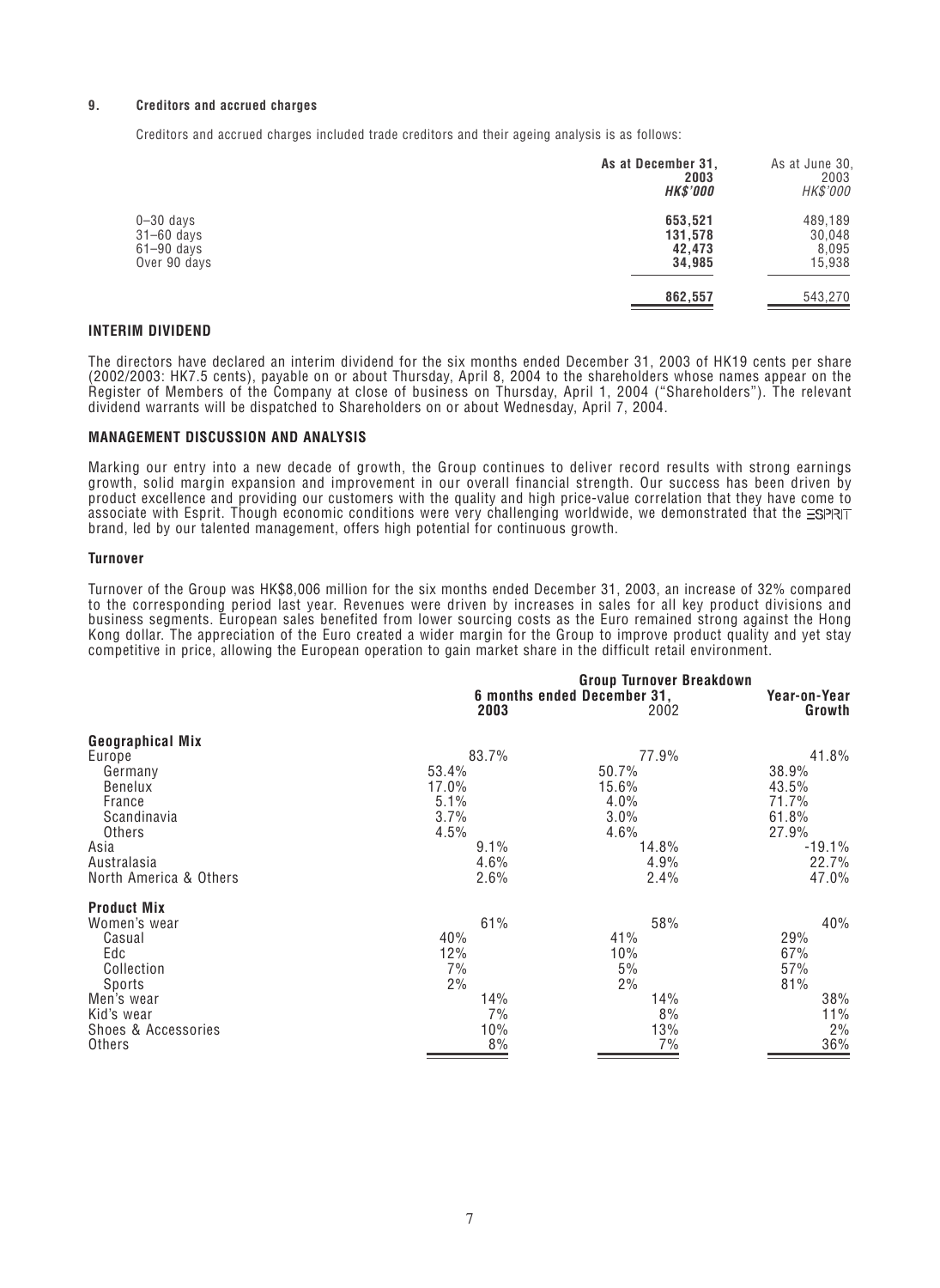## 9. Creditors and accrued charges

Creditors and accrued charges included trade creditors and their ageing analysis is as follows:

| | As at December 31, 2003 HK$'000 | As at June 30, 2003 HK$'000 |
|---|---|---|
| 0–30 days | 653,521 | 489,189 |
| 31–60 days | 131,578 | 30,048 |
| 61–90 days | 42,473 | 8,095 |
| Over 90 days | 34,985 | 15,938 |
| | 862,557 | 543,270 |

## INTERIM DIVIDEND

The directors have declared an interim dividend for the six months ended December 31, 2003 of HK19 cents per share (2002/2003: HK7.5 cents), payable on or about Thursday, April 8, 2004 to the shareholders whose names appear on the Register of Members of the Company at close of business on Thursday, April 1, 2004 ("Shareholders"). The relevant dividend warrants will be dispatched to Shareholders on or about Wednesday, April 7, 2004.

## MANAGEMENT DISCUSSION AND ANALYSIS

Marking our entry into a new decade of growth, the Group continues to deliver record results with strong earnings growth, solid margin expansion and improvement in our overall financial strength. Our success has been driven by product excellence and providing our customers with the quality and high price-value correlation that they have come to associate with Esprit. Though economic conditions were very challenging worldwide, we demonstrated that the ESPRIT brand, led by our talented management, offers high potential for continuous growth.

### Turnover

Turnover of the Group was HK$8,006 million for the six months ended December 31, 2003, an increase of 32% compared to the corresponding period last year. Revenues were driven by increases in sales for all key product divisions and business segments. European sales benefited from lower sourcing costs as the Euro remained strong against the Hong Kong dollar. The appreciation of the Euro created a wider margin for the Group to improve product quality and yet stay competitive in price, allowing the European operation to gain market share in the difficult retail environment.

| | Group Turnover Breakdown | | | | | |
|---|---|---|---|---|---|---|
| | 6 months ended December 31, | | | | Year-on-Year Growth | |
| | 2003 | | 2002 | | | |
| **Geographical Mix** | | | | | | |
| Europe | | 83.7% | | 77.9% | | 41.8% |
| Germany | 53.4% | | 50.7% | | 38.9% | |
| Benelux | 17.0% | | 15.6% | | 43.5% | |
| France | 5.1% | | 4.0% | | 71.7% | |
| Scandinavia | 3.7% | | 3.0% | | 61.8% | |
| Others | 4.5% | | 4.6% | | 27.9% | |
| Asia | | 9.1% | | 14.8% | | -19.1% |
| Australasia | | 4.6% | | 4.9% | | 22.7% |
| North America & Others | | 2.6% | | 2.4% | | 47.0% |
| **Product Mix** | | | | | | |
| Women's wear | | 61% | | 58% | | 40% |
| Casual | 40% | | 41% | | 29% | |
| Edc | 12% | | 10% | | 67% | |
| Collection | 7% | | 5% | | 57% | |
| Sports | 2% | | 2% | | 81% | |
| Men's wear | | 14% | | 14% | | 38% |
| Kid's wear | | 7% | | 8% | | 11% |
| Shoes & Accessories | | 10% | | 13% | | 2% |
| Others | | 8% | | 7% | | 36% |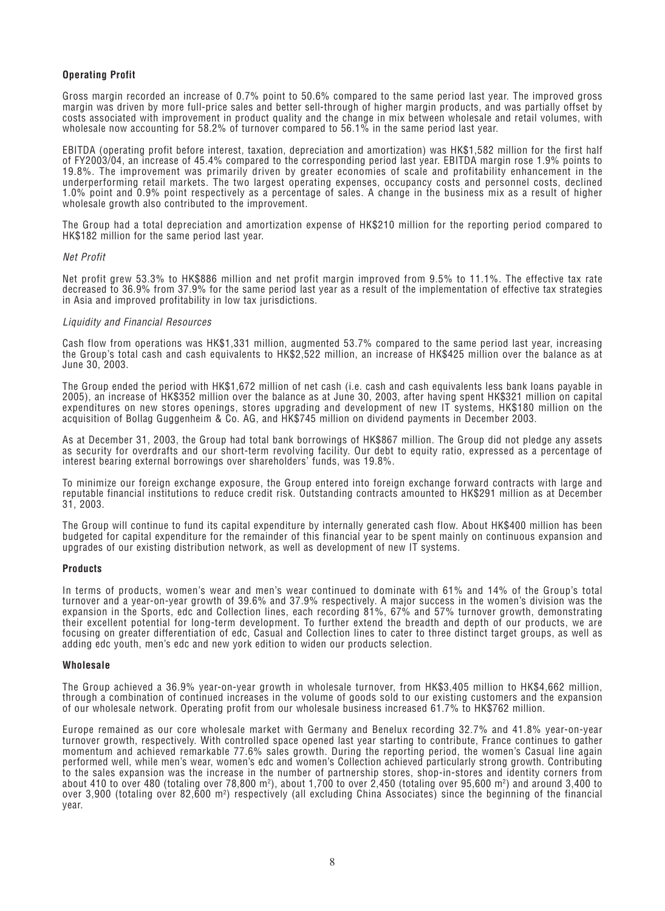**Operating Profit**

Gross margin recorded an increase of 0.7% point to 50.6% compared to the same period last year. The improved gross margin was driven by more full-price sales and better sell-through of higher margin products, and was partially offset by costs associated with improvement in product quality and the change in mix between wholesale and retail volumes, with wholesale now accounting for 58.2% of turnover compared to 56.1% in the same period last year.

EBITDA (operating profit before interest, taxation, depreciation and amortization) was HK$1,582 million for the first half of FY2003/04, an increase of 45.4% compared to the corresponding period last year. EBITDA margin rose 1.9% points to 19.8%. The improvement was primarily driven by greater economies of scale and profitability enhancement in the underperforming retail markets. The two largest operating expenses, occupancy costs and personnel costs, declined 1.0% point and 0.9% point respectively as a percentage of sales. A change in the business mix as a result of higher wholesale growth also contributed to the improvement.

The Group had a total depreciation and amortization expense of HK$210 million for the reporting period compared to HK$182 million for the same period last year.

*Net Profit*

Net profit grew 53.3% to HK$886 million and net profit margin improved from 9.5% to 11.1%. The effective tax rate decreased to 36.9% from 37.9% for the same period last year as a result of the implementation of effective tax strategies in Asia and improved profitability in low tax jurisdictions.

*Liquidity and Financial Resources*

Cash flow from operations was HK$1,331 million, augmented 53.7% compared to the same period last year, increasing the Group's total cash and cash equivalents to HK$2,522 million, an increase of HK$425 million over the balance as at June 30, 2003.

The Group ended the period with HK$1,672 million of net cash (i.e. cash and cash equivalents less bank loans payable in 2005), an increase of HK$352 million over the balance as at June 30, 2003, after having spent HK$321 million on capital expenditures on new stores openings, stores upgrading and development of new IT systems, HK$180 million on the acquisition of Bollag Guggenheim & Co. AG, and HK$745 million on dividend payments in December 2003.

As at December 31, 2003, the Group had total bank borrowings of HK$867 million. The Group did not pledge any assets as security for overdrafts and our short-term revolving facility. Our debt to equity ratio, expressed as a percentage of interest bearing external borrowings over shareholders' funds, was 19.8%.

To minimize our foreign exchange exposure, the Group entered into foreign exchange forward contracts with large and reputable financial institutions to reduce credit risk. Outstanding contracts amounted to HK$291 million as at December 31, 2003.

The Group will continue to fund its capital expenditure by internally generated cash flow. About HK$400 million has been budgeted for capital expenditure for the remainder of this financial year to be spent mainly on continuous expansion and upgrades of our existing distribution network, as well as development of new IT systems.

**Products**

In terms of products, women's wear and men's wear continued to dominate with 61% and 14% of the Group's total turnover and a year-on-year growth of 39.6% and 37.9% respectively. A major success in the women's division was the expansion in the Sports, edc and Collection lines, each recording 81%, 67% and 57% turnover growth, demonstrating their excellent potential for long-term development. To further extend the breadth and depth of our products, we are focusing on greater differentiation of edc, Casual and Collection lines to cater to three distinct target groups, as well as adding edc youth, men's edc and new york edition to widen our products selection.

**Wholesale**

The Group achieved a 36.9% year-on-year growth in wholesale turnover, from HK$3,405 million to HK$4,662 million, through a combination of continued increases in the volume of goods sold to our existing customers and the expansion of our wholesale network. Operating profit from our wholesale business increased 61.7% to HK$762 million.

Europe remained as our core wholesale market with Germany and Benelux recording 32.7% and 41.8% year-on-year turnover growth, respectively. With controlled space opened last year starting to contribute, France continues to gather momentum and achieved remarkable 77.6% sales growth. During the reporting period, the women's Casual line again performed well, while men's wear, women's edc and women's Collection achieved particularly strong growth. Contributing to the sales expansion was the increase in the number of partnership stores, shop-in-stores and identity corners from about 410 to over 480 (totaling over 78,800 $m^2$), about 1,700 to over 2,450 (totaling over 95,600 $m^2$) and around 3,400 to over 3,900 (totaling over 82,600 $m^2$) respectively (all excluding China Associates) since the beginning of the financial year.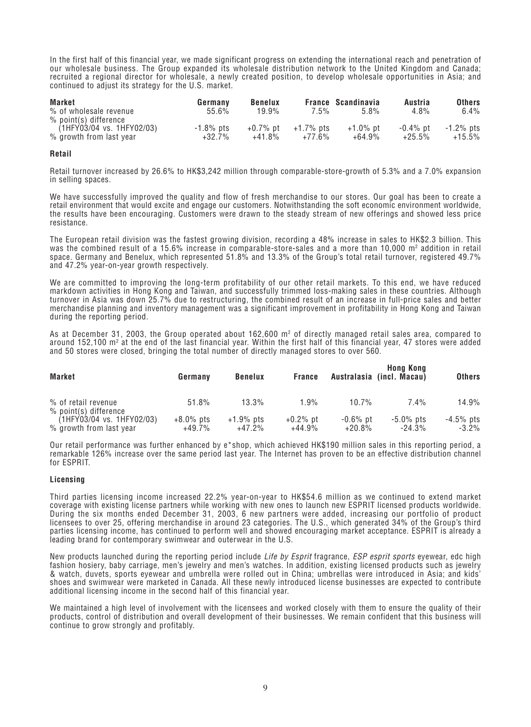In the first half of this financial year, we made significant progress on extending the international reach and penetration of our wholesale business. The Group expanded its wholesale distribution network to the United Kingdom and Canada; recruited a regional director for wholesale, a newly created position, to develop wholesale opportunities in Asia; and continued to adjust its strategy for the U.S. market.

| Market | Germany | Benelux | France | Scandinavia | Austria | Others |
|---|---|---|---|---|---|---|
| % of wholesale revenue | 55.6% | 19.9% | 7.5% | 5.8% | 4.8% | 6.4% |
| % point(s) difference (1HFY03/04 vs. 1HFY02/03) | -1.8% pts | +0.7% pt | +1.7% pts | +1.0% pt | -0.4% pt | -1.2% pts |
| % growth from last year | +32.7% | +41.8% | +77.6% | +64.9% | +25.5% | +15.5% |

### Retail

Retail turnover increased by 26.6% to HK$3,242 million through comparable-store-growth of 5.3% and a 7.0% expansion in selling spaces.

We have successfully improved the quality and flow of fresh merchandise to our stores. Our goal has been to create a retail environment that would excite and engage our customers. Notwithstanding the soft economic environment worldwide, the results have been encouraging. Customers were drawn to the steady stream of new offerings and showed less price resistance.

The European retail division was the fastest growing division, recording a 48% increase in sales to HK$2.3 billion. This was the combined result of a 15.6% increase in comparable-store-sales and a more than 10,000 m² addition in retail space. Germany and Benelux, which represented 51.8% and 13.3% of the Group's total retail turnover, registered 49.7% and 47.2% year-on-year growth respectively.

We are committed to improving the long-term profitability of our other retail markets. To this end, we have reduced markdown activities in Hong Kong and Taiwan, and successfully trimmed loss-making sales in these countries. Although turnover in Asia was down 25.7% due to restructuring, the combined result of an increase in full-price sales and better merchandise planning and inventory management was a significant improvement in profitability in Hong Kong and Taiwan during the reporting period.

As at December 31, 2003, the Group operated about 162,600 m² of directly managed retail sales area, compared to around 152,100 m² at the end of the last financial year. Within the first half of this financial year, 47 stores were added and 50 stores were closed, bringing the total number of directly managed stores to over 560.

| Market | Germany | Benelux | France | Australasia | Hong Kong (incl. Macau) | Others |
|---|---|---|---|---|---|---|
| % of retail revenue | 51.8% | 13.3% | 1.9% | 10.7% | 7.4% | 14.9% |
| % point(s) difference (1HFY03/04 vs. 1HFY02/03) | +8.0% pts | +1.9% pts | +0.2% pt | -0.6% pt | -5.0% pts | -4.5% pts |
| % growth from last year | +49.7% | +47.2% | +44.9% | +20.8% | -24.3% | -3.2% |

Our retail performance was further enhanced by e*shop, which achieved HK$190 million sales in this reporting period, a remarkable 126% increase over the same period last year. The Internet has proven to be an effective distribution channel for ESPRIT.

### Licensing

Third parties licensing income increased 22.2% year-on-year to HK$54.6 million as we continued to extend market coverage with existing license partners while working with new ones to launch new ESPRIT licensed products worldwide. During the six months ended December 31, 2003, 6 new partners were added, increasing our portfolio of product licensees to over 25, offering merchandise in around 23 categories. The U.S., which generated 34% of the Group's third parties licensing income, has continued to perform well and showed encouraging market acceptance. ESPRIT is already a leading brand for contemporary swimwear and outerwear in the U.S.

New products launched during the reporting period include *Life by Esprit* fragrance, *ESP esprit sports* eyewear, edc high fashion hosiery, baby carriage, men's jewelry and men's watches. In addition, existing licensed products such as jewelry & watch, duvets, sports eyewear and umbrella were rolled out in China; umbrellas were introduced in Asia; and kids' shoes and swimwear were marketed in Canada. All these newly introduced license businesses are expected to contribute additional licensing income in the second half of this financial year.

We maintained a high level of involvement with the licensees and worked closely with them to ensure the quality of their products, control of distribution and overall development of their businesses. We remain confident that this business will continue to grow strongly and profitably.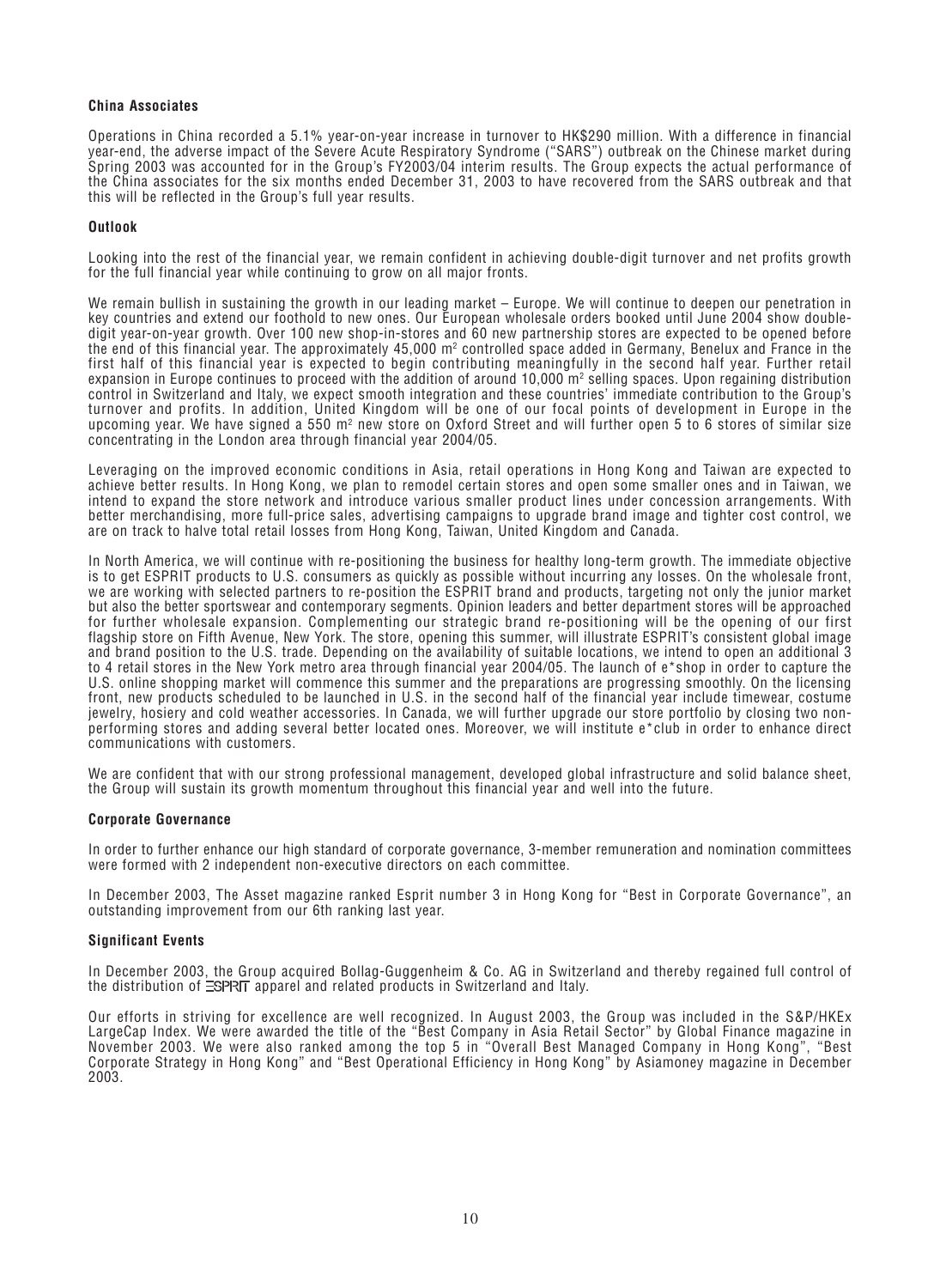**China Associates**

Operations in China recorded a 5.1% year-on-year increase in turnover to HK$290 million. With a difference in financial year-end, the adverse impact of the Severe Acute Respiratory Syndrome ("SARS") outbreak on the Chinese market during Spring 2003 was accounted for in the Group's FY2003/04 interim results. The Group expects the actual performance of the China associates for the six months ended December 31, 2003 to have recovered from the SARS outbreak and that this will be reflected in the Group's full year results.

**Outlook**

Looking into the rest of the financial year, we remain confident in achieving double-digit turnover and net profits growth for the full financial year while continuing to grow on all major fronts.

We remain bullish in sustaining the growth in our leading market – Europe. We will continue to deepen our penetration in key countries and extend our foothold to new ones. Our European wholesale orders booked until June 2004 show double-digit year-on-year growth. Over 100 new shop-in-stores and 60 new partnership stores are expected to be opened before the end of this financial year. The approximately 45,000 $m^2$ controlled space added in Germany, Benelux and France in the first half of this financial year is expected to begin contributing meaningfully in the second half year. Further retail expansion in Europe continues to proceed with the addition of around 10,000 $m^2$ selling spaces. Upon regaining distribution control in Switzerland and Italy, we expect smooth integration and these countries' immediate contribution to the Group's turnover and profits. In addition, United Kingdom will be one of our focal points of development in Europe in the upcoming year. We have signed a 550 $m^2$ new store on Oxford Street and will further open 5 to 6 stores of similar size concentrating in the London area through financial year 2004/05.

Leveraging on the improved economic conditions in Asia, retail operations in Hong Kong and Taiwan are expected to achieve better results. In Hong Kong, we plan to remodel certain stores and open some smaller ones and in Taiwan, we intend to expand the store network and introduce various smaller product lines under concession arrangements. With better merchandising, more full-price sales, advertising campaigns to upgrade brand image and tighter cost control, we are on track to halve total retail losses from Hong Kong, Taiwan, United Kingdom and Canada.

In North America, we will continue with re-positioning the business for healthy long-term growth. The immediate objective is to get ESPRIT products to U.S. consumers as quickly as possible without incurring any losses. On the wholesale front, we are working with selected partners to re-position the ESPRIT brand and products, targeting not only the junior market but also the better sportswear and contemporary segments. Opinion leaders and better department stores will be approached for further wholesale expansion. Complementing our strategic brand re-positioning will be the opening of our first flagship store on Fifth Avenue, New York. The store, opening this summer, will illustrate ESPRIT's consistent global image and brand position to the U.S. trade. Depending on the availability of suitable locations, we intend to open an additional 3 to 4 retail stores in the New York metro area through financial year 2004/05. The launch of e*shop in order to capture the U.S. online shopping market will commence this summer and the preparations are progressing smoothly. On the licensing front, new products scheduled to be launched in U.S. in the second half of the financial year include timewear, costume jewelry, hosiery and cold weather accessories. In Canada, we will further upgrade our store portfolio by closing two non-performing stores and adding several better located ones. Moreover, we will institute e*club in order to enhance direct communications with customers.

We are confident that with our strong professional management, developed global infrastructure and solid balance sheet, the Group will sustain its growth momentum throughout this financial year and well into the future.

**Corporate Governance**

In order to further enhance our high standard of corporate governance, 3-member remuneration and nomination committees were formed with 2 independent non-executive directors on each committee.

In December 2003, The Asset magazine ranked Esprit number 3 in Hong Kong for "Best in Corporate Governance", an outstanding improvement from our 6th ranking last year.

**Significant Events**

In December 2003, the Group acquired Bollag-Guggenheim & Co. AG in Switzerland and thereby regained full control of the distribution of ESPRIT apparel and related products in Switzerland and Italy.

Our efforts in striving for excellence are well recognized. In August 2003, the Group was included in the S&P/HKEx LargeCap Index. We were awarded the title of the "Best Company in Asia Retail Sector" by Global Finance magazine in November 2003. We were also ranked among the top 5 in "Overall Best Managed Company in Hong Kong", "Best Corporate Strategy in Hong Kong" and "Best Operational Efficiency in Hong Kong" by Asiamoney magazine in December 2003.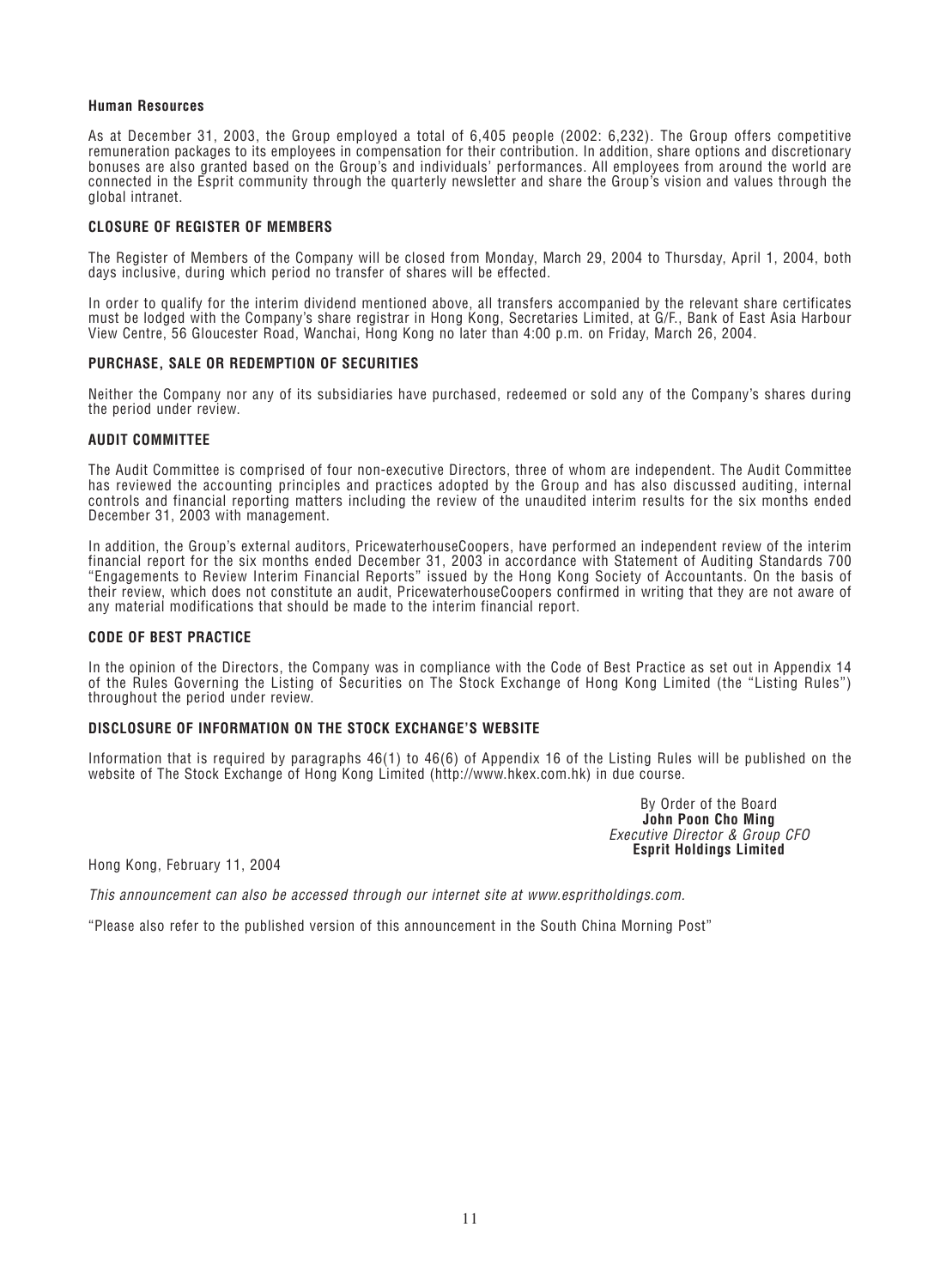**Human Resources**

As at December 31, 2003, the Group employed a total of 6,405 people (2002: 6,232). The Group offers competitive remuneration packages to its employees in compensation for their contribution. In addition, share options and discretionary bonuses are also granted based on the Group's and individuals' performances. All employees from around the world are connected in the Esprit community through the quarterly newsletter and share the Group's vision and values through the global intranet.

## CLOSURE OF REGISTER OF MEMBERS

The Register of Members of the Company will be closed from Monday, March 29, 2004 to Thursday, April 1, 2004, both days inclusive, during which period no transfer of shares will be effected.

In order to qualify for the interim dividend mentioned above, all transfers accompanied by the relevant share certificates must be lodged with the Company's share registrar in Hong Kong, Secretaries Limited, at G/F., Bank of East Asia Harbour View Centre, 56 Gloucester Road, Wanchai, Hong Kong no later than 4:00 p.m. on Friday, March 26, 2004.

## PURCHASE, SALE OR REDEMPTION OF SECURITIES

Neither the Company nor any of its subsidiaries have purchased, redeemed or sold any of the Company's shares during the period under review.

## AUDIT COMMITTEE

The Audit Committee is comprised of four non-executive Directors, three of whom are independent. The Audit Committee has reviewed the accounting principles and practices adopted by the Group and has also discussed auditing, internal controls and financial reporting matters including the review of the unaudited interim results for the six months ended December 31, 2003 with management.

In addition, the Group's external auditors, PricewaterhouseCoopers, have performed an independent review of the interim financial report for the six months ended December 31, 2003 in accordance with Statement of Auditing Standards 700 "Engagements to Review Interim Financial Reports" issued by the Hong Kong Society of Accountants. On the basis of their review, which does not constitute an audit, PricewaterhouseCoopers confirmed in writing that they are not aware of any material modifications that should be made to the interim financial report.

## CODE OF BEST PRACTICE

In the opinion of the Directors, the Company was in compliance with the Code of Best Practice as set out in Appendix 14 of the Rules Governing the Listing of Securities on The Stock Exchange of Hong Kong Limited (the "Listing Rules") throughout the period under review.

## DISCLOSURE OF INFORMATION ON THE STOCK EXCHANGE'S WEBSITE

Information that is required by paragraphs 46(1) to 46(6) of Appendix 16 of the Listing Rules will be published on the website of The Stock Exchange of Hong Kong Limited (http://www.hkex.com.hk) in due course.

By Order of the Board
**John Poon Cho Ming**
*Executive Director & Group CFO*
**Esprit Holdings Limited**

Hong Kong, February 11, 2004

*This announcement can also be accessed through our internet site at www.espritholdings.com.*

"Please also refer to the published version of this announcement in the South China Morning Post"